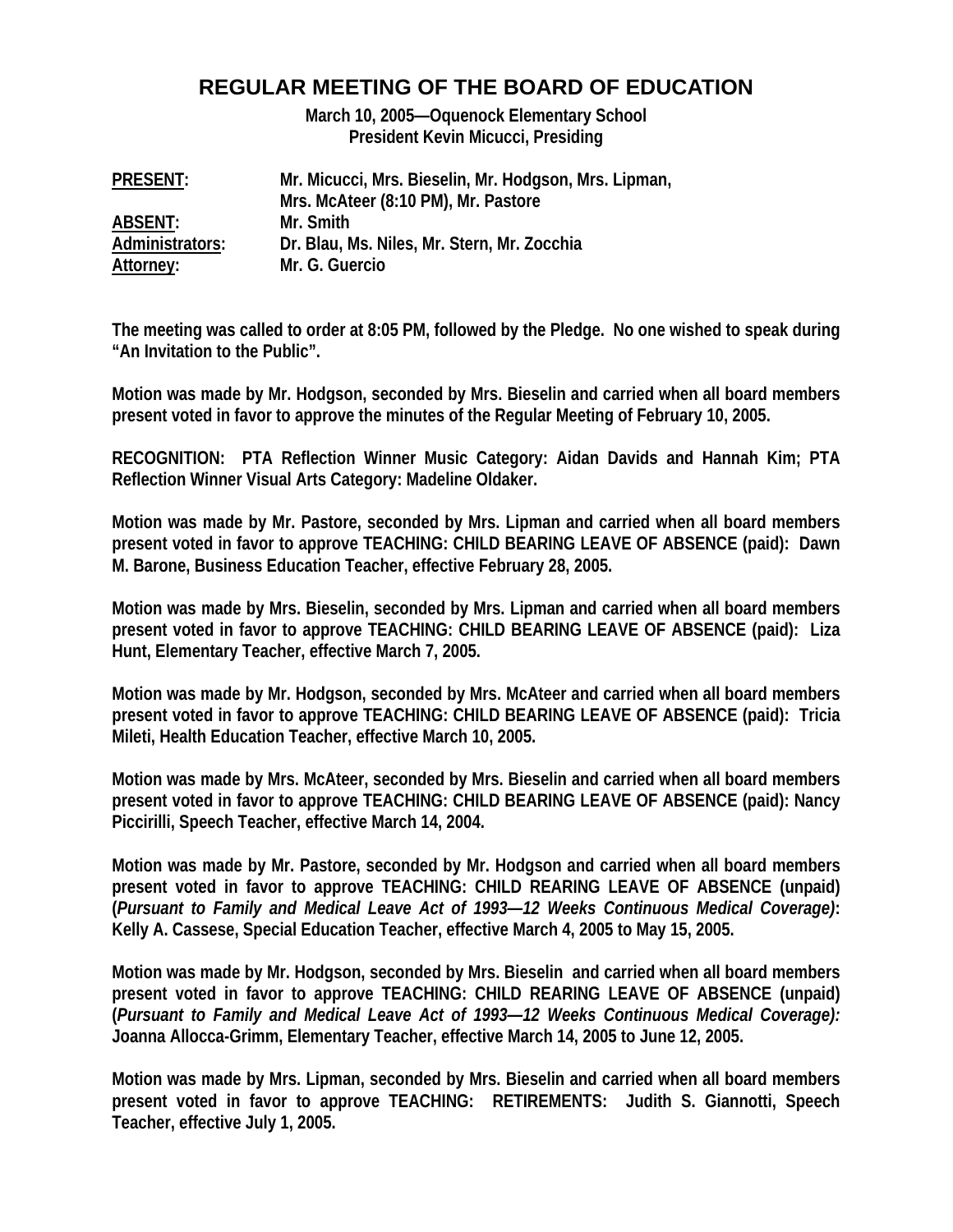# REGULAR MEETING OF THE BOARD OF EDUCATION

**March 10, 2005—Oquenock Elementary School**
**President Kevin Micucci, Presiding**

| | |
|---|---|
| **PRESENT:** | **Mr. Micucci, Mrs. Bieselin, Mr. Hodgson, Mrs. Lipman, Mrs. McAteer (8:10 PM), Mr. Pastore** |
| **ABSENT:** | **Mr. Smith** |
| **Administrators:** | **Dr. Blau, Ms. Niles, Mr. Stern, Mr. Zocchia** |
| **Attorney:** | **Mr. G. Guercio** |

**The meeting was called to order at 8:05 PM, followed by the Pledge. No one wished to speak during "An Invitation to the Public".**

**Motion was made by Mr. Hodgson, seconded by Mrs. Bieselin and carried when all board members present voted in favor to approve the minutes of the Regular Meeting of February 10, 2005.**

**RECOGNITION: PTA Reflection Winner Music Category: Aidan Davids and Hannah Kim; PTA Reflection Winner Visual Arts Category: Madeline Oldaker.**

**Motion was made by Mr. Pastore, seconded by Mrs. Lipman and carried when all board members present voted in favor to approve TEACHING: CHILD BEARING LEAVE OF ABSENCE (paid): Dawn M. Barone, Business Education Teacher, effective February 28, 2005.**

**Motion was made by Mrs. Bieselin, seconded by Mrs. Lipman and carried when all board members present voted in favor to approve TEACHING: CHILD BEARING LEAVE OF ABSENCE (paid): Liza Hunt, Elementary Teacher, effective March 7, 2005.**

**Motion was made by Mr. Hodgson, seconded by Mrs. McAteer and carried when all board members present voted in favor to approve TEACHING: CHILD BEARING LEAVE OF ABSENCE (paid): Tricia Mileti, Health Education Teacher, effective March 10, 2005.**

**Motion was made by Mrs. McAteer, seconded by Mrs. Bieselin and carried when all board members present voted in favor to approve TEACHING: CHILD BEARING LEAVE OF ABSENCE (paid): Nancy Piccirilli, Speech Teacher, effective March 14, 2004.**

**Motion was made by Mr. Pastore, seconded by Mr. Hodgson and carried when all board members present voted in favor to approve TEACHING: CHILD REARING LEAVE OF ABSENCE (unpaid) (*Pursuant to Family and Medical Leave Act of 1993—12 Weeks Continuous Medical Coverage)*: Kelly A. Cassese, Special Education Teacher, effective March 4, 2005 to May 15, 2005.**

**Motion was made by Mr. Hodgson, seconded by Mrs. Bieselin and carried when all board members present voted in favor to approve TEACHING: CHILD REARING LEAVE OF ABSENCE (unpaid) (*Pursuant to Family and Medical Leave Act of 1993—12 Weeks Continuous Medical Coverage):* Joanna Allocca-Grimm, Elementary Teacher, effective March 14, 2005 to June 12, 2005.**

**Motion was made by Mrs. Lipman, seconded by Mrs. Bieselin and carried when all board members present voted in favor to approve TEACHING: RETIREMENTS: Judith S. Giannotti, Speech Teacher, effective July 1, 2005.**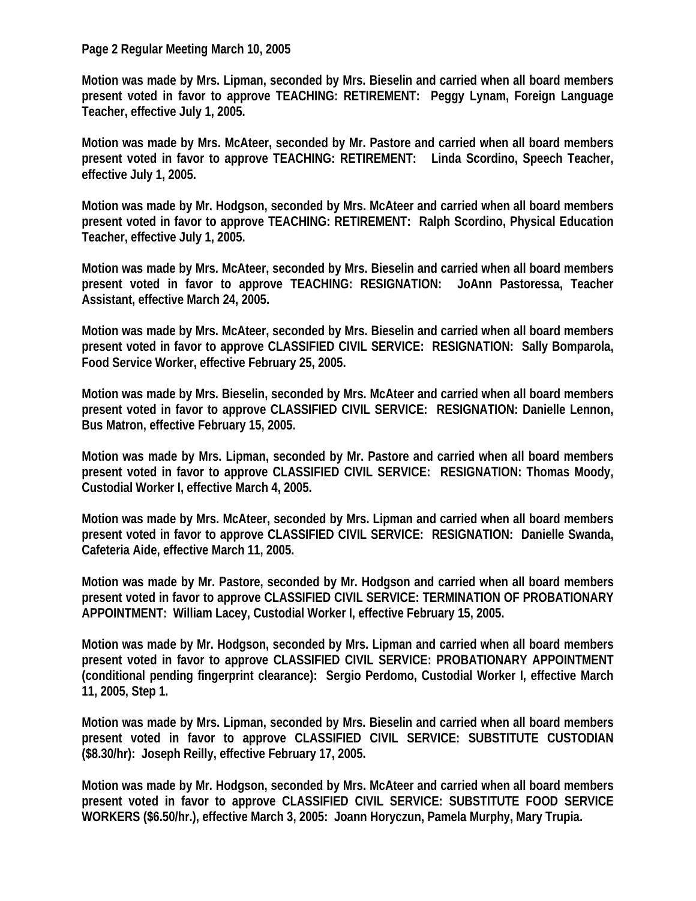**Page 2 Regular Meeting March 10, 2005**

**Motion was made by Mrs. Lipman, seconded by Mrs. Bieselin and carried when all board members present voted in favor to approve TEACHING: RETIREMENT: Peggy Lynam, Foreign Language Teacher, effective July 1, 2005.**

**Motion was made by Mrs. McAteer, seconded by Mr. Pastore and carried when all board members present voted in favor to approve TEACHING: RETIREMENT: Linda Scordino, Speech Teacher, effective July 1, 2005.**

**Motion was made by Mr. Hodgson, seconded by Mrs. McAteer and carried when all board members present voted in favor to approve TEACHING: RETIREMENT: Ralph Scordino, Physical Education Teacher, effective July 1, 2005.**

**Motion was made by Mrs. McAteer, seconded by Mrs. Bieselin and carried when all board members present voted in favor to approve TEACHING: RESIGNATION: JoAnn Pastoressa, Teacher Assistant, effective March 24, 2005.**

**Motion was made by Mrs. McAteer, seconded by Mrs. Bieselin and carried when all board members present voted in favor to approve CLASSIFIED CIVIL SERVICE: RESIGNATION: Sally Bomparola, Food Service Worker, effective February 25, 2005.**

**Motion was made by Mrs. Bieselin, seconded by Mrs. McAteer and carried when all board members present voted in favor to approve CLASSIFIED CIVIL SERVICE: RESIGNATION: Danielle Lennon, Bus Matron, effective February 15, 2005.**

**Motion was made by Mrs. Lipman, seconded by Mr. Pastore and carried when all board members present voted in favor to approve CLASSIFIED CIVIL SERVICE: RESIGNATION: Thomas Moody, Custodial Worker I, effective March 4, 2005.**

**Motion was made by Mrs. McAteer, seconded by Mrs. Lipman and carried when all board members present voted in favor to approve CLASSIFIED CIVIL SERVICE: RESIGNATION: Danielle Swanda, Cafeteria Aide, effective March 11, 2005.**

**Motion was made by Mr. Pastore, seconded by Mr. Hodgson and carried when all board members present voted in favor to approve CLASSIFIED CIVIL SERVICE: TERMINATION OF PROBATIONARY APPOINTMENT: William Lacey, Custodial Worker I, effective February 15, 2005.**

**Motion was made by Mr. Hodgson, seconded by Mrs. Lipman and carried when all board members present voted in favor to approve CLASSIFIED CIVIL SERVICE: PROBATIONARY APPOINTMENT (conditional pending fingerprint clearance): Sergio Perdomo, Custodial Worker I, effective March 11, 2005, Step 1.**

**Motion was made by Mrs. Lipman, seconded by Mrs. Bieselin and carried when all board members present voted in favor to approve CLASSIFIED CIVIL SERVICE: SUBSTITUTE CUSTODIAN ($8.30/hr): Joseph Reilly, effective February 17, 2005.**

**Motion was made by Mr. Hodgson, seconded by Mrs. McAteer and carried when all board members present voted in favor to approve CLASSIFIED CIVIL SERVICE: SUBSTITUTE FOOD SERVICE WORKERS ($6.50/hr.), effective March 3, 2005: Joann Horyczun, Pamela Murphy, Mary Trupia.**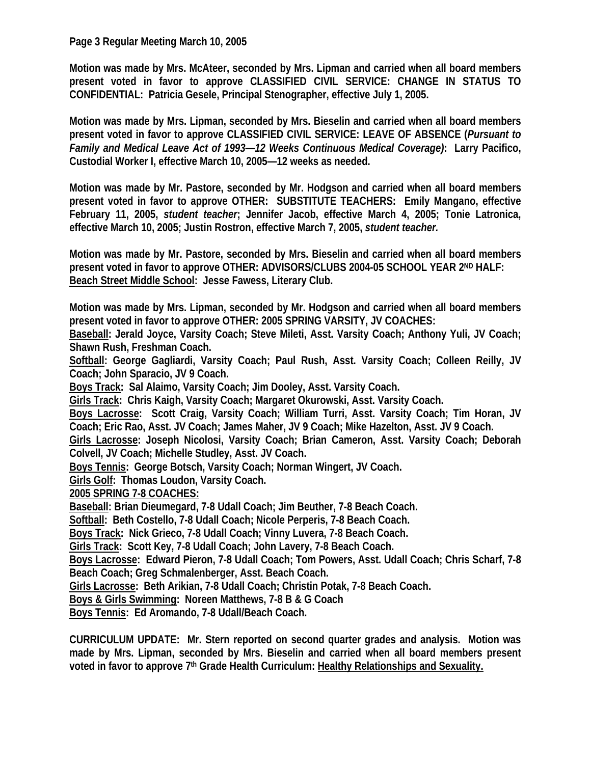**Page 3 Regular Meeting March 10, 2005**

**Motion was made by Mrs. McAteer, seconded by Mrs. Lipman and carried when all board members present voted in favor to approve CLASSIFIED CIVIL SERVICE: CHANGE IN STATUS TO CONFIDENTIAL: Patricia Gesele, Principal Stenographer, effective July 1, 2005.**

**Motion was made by Mrs. Lipman, seconded by Mrs. Bieselin and carried when all board members present voted in favor to approve CLASSIFIED CIVIL SERVICE: LEAVE OF ABSENCE (*Pursuant to Family and Medical Leave Act of 1993—12 Weeks Continuous Medical Coverage)*: Larry Pacifico, Custodial Worker I, effective March 10, 2005—12 weeks as needed.**

**Motion was made by Mr. Pastore, seconded by Mr. Hodgson and carried when all board members present voted in favor to approve OTHER: SUBSTITUTE TEACHERS: Emily Mangano, effective February 11, 2005, *student teacher*; Jennifer Jacob, effective March 4, 2005; Tonie Latronica, effective March 10, 2005; Justin Rostron, effective March 7, 2005, *student teacher.***

**Motion was made by Mr. Pastore, seconded by Mrs. Bieselin and carried when all board members present voted in favor to approve OTHER: ADVISORS/CLUBS 2004-05 SCHOOL YEAR 2ND HALF: Beach Street Middle School: Jesse Fawess, Literary Club.**

**Motion was made by Mrs. Lipman, seconded by Mr. Hodgson and carried when all board members present voted in favor to approve OTHER: 2005 SPRING VARSITY, JV COACHES:**
**Baseball: Jerald Joyce, Varsity Coach; Steve Mileti, Asst. Varsity Coach; Anthony Yuli, JV Coach; Shawn Rush, Freshman Coach.**
**Softball: George Gagliardi, Varsity Coach; Paul Rush, Asst. Varsity Coach; Colleen Reilly, JV Coach; John Sparacio, JV 9 Coach.**
**Boys Track: Sal Alaimo, Varsity Coach; Jim Dooley, Asst. Varsity Coach.**
**Girls Track: Chris Kaigh, Varsity Coach; Margaret Okurowski, Asst. Varsity Coach.**
**Boys Lacrosse: Scott Craig, Varsity Coach; William Turri, Asst. Varsity Coach; Tim Horan, JV Coach; Eric Rao, Asst. JV Coach; James Maher, JV 9 Coach; Mike Hazelton, Asst. JV 9 Coach.**
**Girls Lacrosse: Joseph Nicolosi, Varsity Coach; Brian Cameron, Asst. Varsity Coach; Deborah Colvell, JV Coach; Michelle Studley, Asst. JV Coach.**
**Boys Tennis: George Botsch, Varsity Coach; Norman Wingert, JV Coach.**
**Girls Golf: Thomas Loudon, Varsity Coach.**
**2005 SPRING 7-8 COACHES:**
**Baseball: Brian Dieumegard, 7-8 Udall Coach; Jim Beuther, 7-8 Beach Coach.**
**Softball: Beth Costello, 7-8 Udall Coach; Nicole Perperis, 7-8 Beach Coach.**
**Boys Track: Nick Grieco, 7-8 Udall Coach; Vinny Luvera, 7-8 Beach Coach.**
**Girls Track: Scott Key, 7-8 Udall Coach; John Lavery, 7-8 Beach Coach.**
**Boys Lacrosse: Edward Pieron, 7-8 Udall Coach; Tom Powers, Asst. Udall Coach; Chris Scharf, 7-8 Beach Coach; Greg Schmalenberger, Asst. Beach Coach.**
**Girls Lacrosse: Beth Arikian, 7-8 Udall Coach; Christin Potak, 7-8 Beach Coach.**
**Boys & Girls Swimming: Noreen Matthews, 7-8 B & G Coach**
**Boys Tennis: Ed Aromando, 7-8 Udall/Beach Coach.**

**CURRICULUM UPDATE: Mr. Stern reported on second quarter grades and analysis. Motion was made by Mrs. Lipman, seconded by Mrs. Bieselin and carried when all board members present voted in favor to approve 7th Grade Health Curriculum: Healthy Relationships and Sexuality.**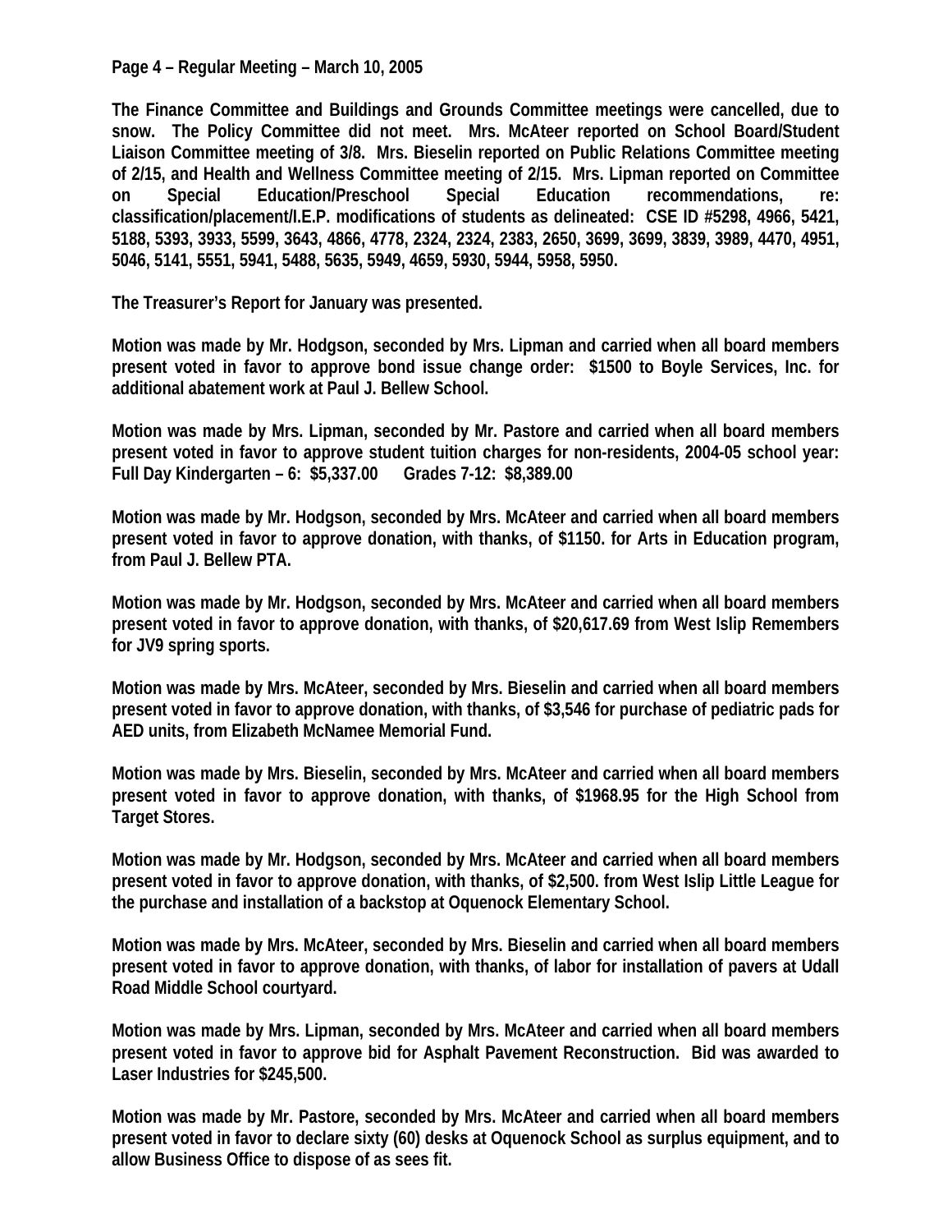**The Finance Committee and Buildings and Grounds Committee meetings were cancelled, due to snow. The Policy Committee did not meet. Mrs. McAteer reported on School Board/Student Liaison Committee meeting of 3/8. Mrs. Bieselin reported on Public Relations Committee meeting of 2/15, and Health and Wellness Committee meeting of 2/15. Mrs. Lipman reported on Committee on Special Education/Preschool Special Education recommendations, re: classification/placement/I.E.P. modifications of students as delineated: CSE ID #5298, 4966, 5421, 5188, 5393, 3933, 5599, 3643, 4866, 4778, 2324, 2324, 2383, 2650, 3699, 3699, 3839, 3989, 4470, 4951, 5046, 5141, 5551, 5941, 5488, 5635, 5949, 4659, 5930, 5944, 5958, 5950.**

**The Treasurer's Report for January was presented.**

**Motion was made by Mr. Hodgson, seconded by Mrs. Lipman and carried when all board members present voted in favor to approve bond issue change order: $1500 to Boyle Services, Inc. for additional abatement work at Paul J. Bellew School.**

**Motion was made by Mrs. Lipman, seconded by Mr. Pastore and carried when all board members present voted in favor to approve student tuition charges for non-residents, 2004-05 school year: Full Day Kindergarten – 6: $5,337.00 Grades 7-12: $8,389.00**

**Motion was made by Mr. Hodgson, seconded by Mrs. McAteer and carried when all board members present voted in favor to approve donation, with thanks, of $1150. for Arts in Education program, from Paul J. Bellew PTA.**

**Motion was made by Mr. Hodgson, seconded by Mrs. McAteer and carried when all board members present voted in favor to approve donation, with thanks, of $20,617.69 from West Islip Remembers for JV9 spring sports.**

**Motion was made by Mrs. McAteer, seconded by Mrs. Bieselin and carried when all board members present voted in favor to approve donation, with thanks, of $3,546 for purchase of pediatric pads for AED units, from Elizabeth McNamee Memorial Fund.**

**Motion was made by Mrs. Bieselin, seconded by Mrs. McAteer and carried when all board members present voted in favor to approve donation, with thanks, of $1968.95 for the High School from Target Stores.**

**Motion was made by Mr. Hodgson, seconded by Mrs. McAteer and carried when all board members present voted in favor to approve donation, with thanks, of $2,500. from West Islip Little League for the purchase and installation of a backstop at Oquenock Elementary School.**

**Motion was made by Mrs. McAteer, seconded by Mrs. Bieselin and carried when all board members present voted in favor to approve donation, with thanks, of labor for installation of pavers at Udall Road Middle School courtyard.**

**Motion was made by Mrs. Lipman, seconded by Mrs. McAteer and carried when all board members present voted in favor to approve bid for Asphalt Pavement Reconstruction. Bid was awarded to Laser Industries for $245,500.**

**Motion was made by Mr. Pastore, seconded by Mrs. McAteer and carried when all board members present voted in favor to declare sixty (60) desks at Oquenock School as surplus equipment, and to allow Business Office to dispose of as sees fit.**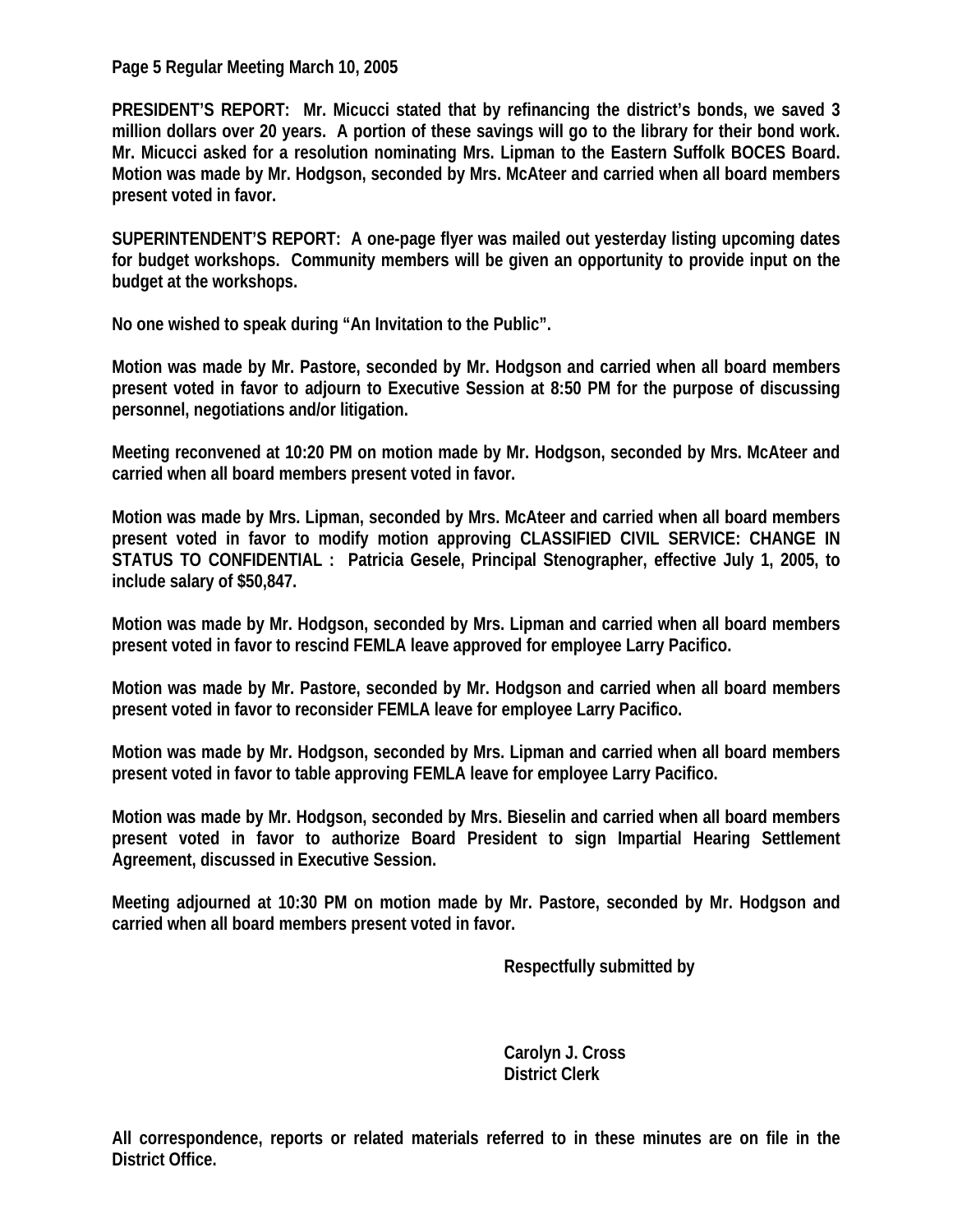**PRESIDENT'S REPORT:** Mr. Micucci stated that by refinancing the district's bonds, we saved 3 million dollars over 20 years. A portion of these savings will go to the library for their bond work. Mr. Micucci asked for a resolution nominating Mrs. Lipman to the Eastern Suffolk BOCES Board. Motion was made by Mr. Hodgson, seconded by Mrs. McAteer and carried when all board members present voted in favor.

**SUPERINTENDENT'S REPORT:** A one-page flyer was mailed out yesterday listing upcoming dates for budget workshops. Community members will be given an opportunity to provide input on the budget at the workshops.

No one wished to speak during "An Invitation to the Public".

Motion was made by Mr. Pastore, seconded by Mr. Hodgson and carried when all board members present voted in favor to adjourn to Executive Session at 8:50 PM for the purpose of discussing personnel, negotiations and/or litigation.

Meeting reconvened at 10:20 PM on motion made by Mr. Hodgson, seconded by Mrs. McAteer and carried when all board members present voted in favor.

Motion was made by Mrs. Lipman, seconded by Mrs. McAteer and carried when all board members present voted in favor to modify motion approving CLASSIFIED CIVIL SERVICE: CHANGE IN STATUS TO CONFIDENTIAL : Patricia Gesele, Principal Stenographer, effective July 1, 2005, to include salary of $50,847.

Motion was made by Mr. Hodgson, seconded by Mrs. Lipman and carried when all board members present voted in favor to rescind FEMLA leave approved for employee Larry Pacifico.

Motion was made by Mr. Pastore, seconded by Mr. Hodgson and carried when all board members present voted in favor to reconsider FEMLA leave for employee Larry Pacifico.

Motion was made by Mr. Hodgson, seconded by Mrs. Lipman and carried when all board members present voted in favor to table approving FEMLA leave for employee Larry Pacifico.

Motion was made by Mr. Hodgson, seconded by Mrs. Bieselin and carried when all board members present voted in favor to authorize Board President to sign Impartial Hearing Settlement Agreement, discussed in Executive Session.

Meeting adjourned at 10:30 PM on motion made by Mr. Pastore, seconded by Mr. Hodgson and carried when all board members present voted in favor.

Respectfully submitted by

Carolyn J. Cross
District Clerk

All correspondence, reports or related materials referred to in these minutes are on file in the District Office.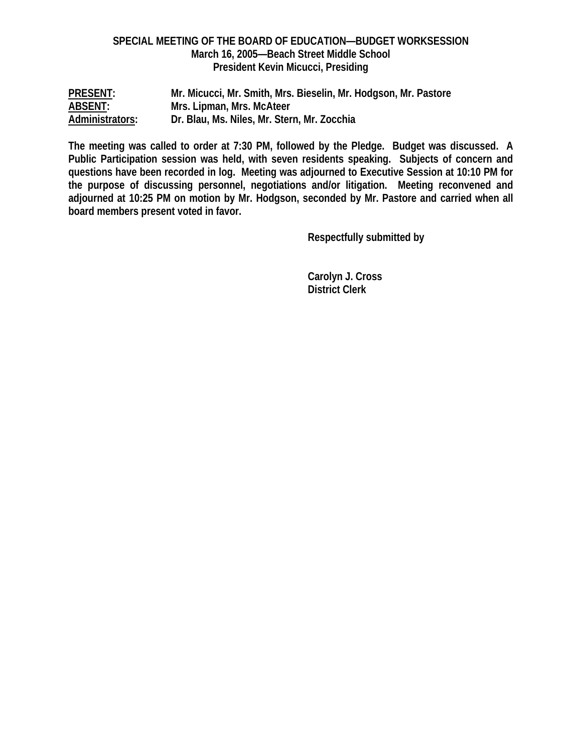**SPECIAL MEETING OF THE BOARD OF EDUCATION—BUDGET WORKSESSION**
**March 16, 2005—Beach Street Middle School**
**President Kevin Micucci, Presiding**

**PRESENT:** Mr. Micucci, Mr. Smith, Mrs. Bieselin, Mr. Hodgson, Mr. Pastore
**ABSENT:** Mrs. Lipman, Mrs. McAteer
**Administrators:** Dr. Blau, Ms. Niles, Mr. Stern, Mr. Zocchia

**The meeting was called to order at 7:30 PM, followed by the Pledge. Budget was discussed. A Public Participation session was held, with seven residents speaking. Subjects of concern and questions have been recorded in log. Meeting was adjourned to Executive Session at 10:10 PM for the purpose of discussing personnel, negotiations and/or litigation. Meeting reconvened and adjourned at 10:25 PM on motion by Mr. Hodgson, seconded by Mr. Pastore and carried when all board members present voted in favor.**

**Respectfully submitted by**

**Carolyn J. Cross**
**District Clerk**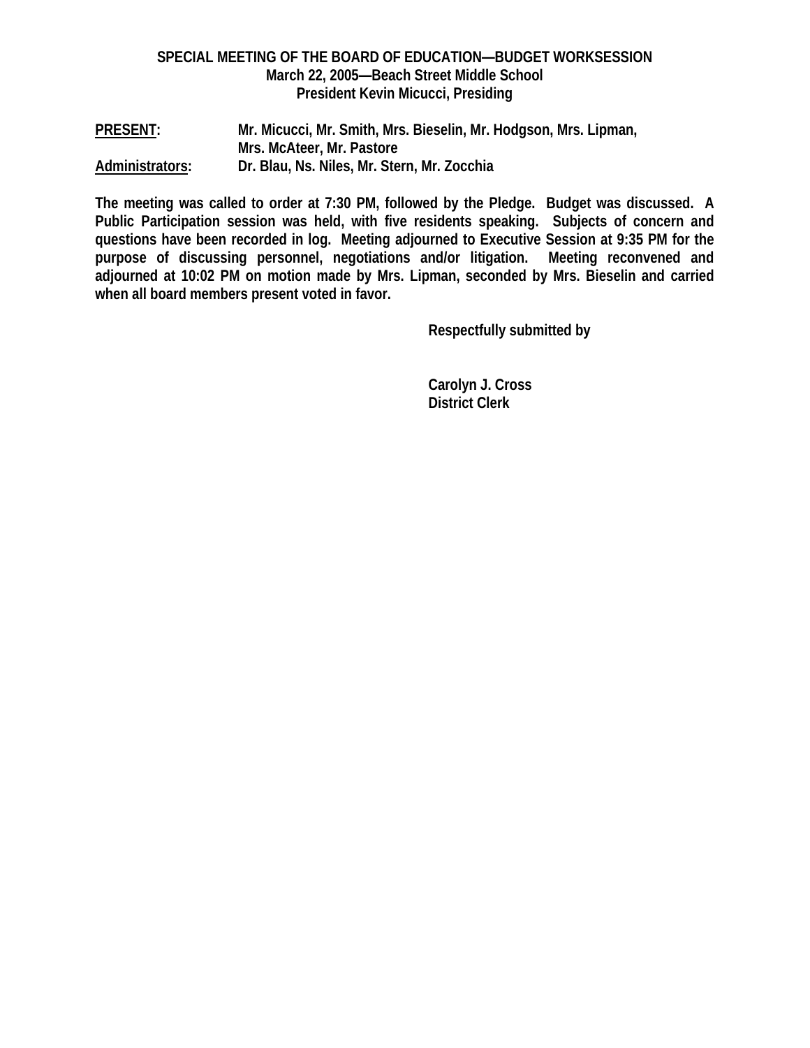**SPECIAL MEETING OF THE BOARD OF EDUCATION—BUDGET WORKSESSION**
**March 22, 2005—Beach Street Middle School**
**President Kevin Micucci, Presiding**

**PRESENT:** Mr. Micucci, Mr. Smith, Mrs. Bieselin, Mr. Hodgson, Mrs. Lipman, Mrs. McAteer, Mr. Pastore

**Administrators:** Dr. Blau, Ns. Niles, Mr. Stern, Mr. Zocchia

**The meeting was called to order at 7:30 PM, followed by the Pledge. Budget was discussed. A Public Participation session was held, with five residents speaking. Subjects of concern and questions have been recorded in log. Meeting adjourned to Executive Session at 9:35 PM for the purpose of discussing personnel, negotiations and/or litigation. Meeting reconvened and adjourned at 10:02 PM on motion made by Mrs. Lipman, seconded by Mrs. Bieselin and carried when all board members present voted in favor.**

**Respectfully submitted by**

**Carolyn J. Cross**
**District Clerk**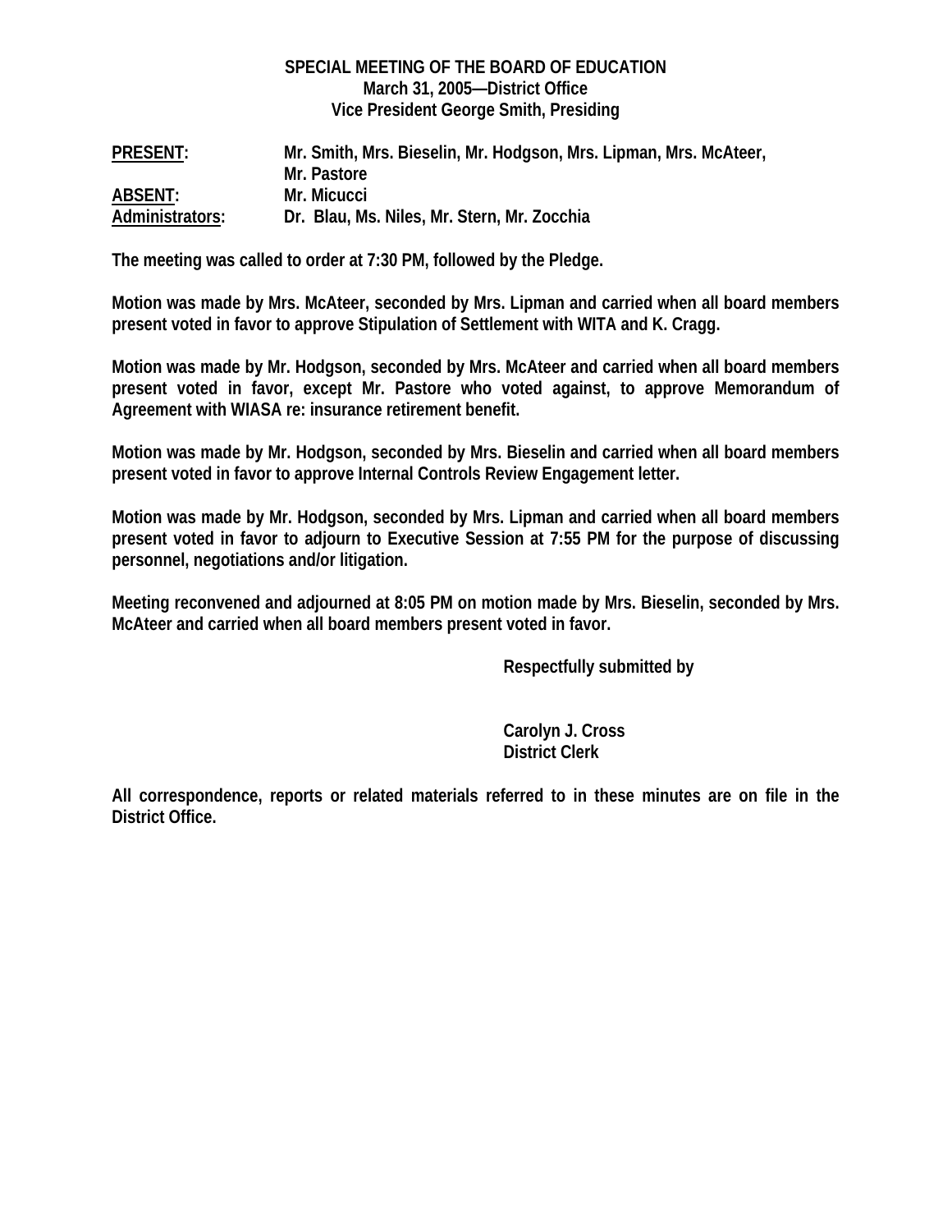**SPECIAL MEETING OF THE BOARD OF EDUCATION**
**March 31, 2005—District Office**
**Vice President George Smith, Presiding**

**PRESENT:** Mr. Smith, Mrs. Bieselin, Mr. Hodgson, Mrs. Lipman, Mrs. McAteer, Mr. Pastore
**ABSENT:** Mr. Micucci
**Administrators:** Dr. Blau, Ms. Niles, Mr. Stern, Mr. Zocchia

The meeting was called to order at 7:30 PM, followed by the Pledge.

Motion was made by Mrs. McAteer, seconded by Mrs. Lipman and carried when all board members present voted in favor to approve Stipulation of Settlement with WITA and K. Cragg.

Motion was made by Mr. Hodgson, seconded by Mrs. McAteer and carried when all board members present voted in favor, except Mr. Pastore who voted against, to approve Memorandum of Agreement with WIASA re: insurance retirement benefit.

Motion was made by Mr. Hodgson, seconded by Mrs. Bieselin and carried when all board members present voted in favor to approve Internal Controls Review Engagement letter.

Motion was made by Mr. Hodgson, seconded by Mrs. Lipman and carried when all board members present voted in favor to adjourn to Executive Session at 7:55 PM for the purpose of discussing personnel, negotiations and/or litigation.

Meeting reconvened and adjourned at 8:05 PM on motion made by Mrs. Bieselin, seconded by Mrs. McAteer and carried when all board members present voted in favor.

Respectfully submitted by

Carolyn J. Cross
District Clerk

All correspondence, reports or related materials referred to in these minutes are on file in the District Office.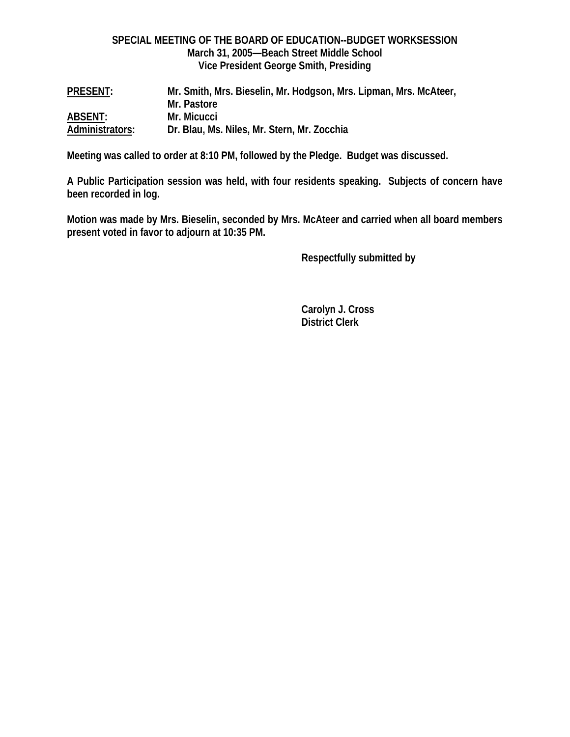**SPECIAL MEETING OF THE BOARD OF EDUCATION--BUDGET WORKSESSION**
**March 31, 2005—Beach Street Middle School**
**Vice President George Smith, Presiding**

**PRESENT:** Mr. Smith, Mrs. Bieselin, Mr. Hodgson, Mrs. Lipman, Mrs. McAteer, Mr. Pastore
**ABSENT:** Mr. Micucci
**Administrators:** Dr. Blau, Ms. Niles, Mr. Stern, Mr. Zocchia

Meeting was called to order at 8:10 PM, followed by the Pledge. Budget was discussed.

A Public Participation session was held, with four residents speaking. Subjects of concern have been recorded in log.

Motion was made by Mrs. Bieselin, seconded by Mrs. McAteer and carried when all board members present voted in favor to adjourn at 10:35 PM.

Respectfully submitted by

Carolyn J. Cross
District Clerk